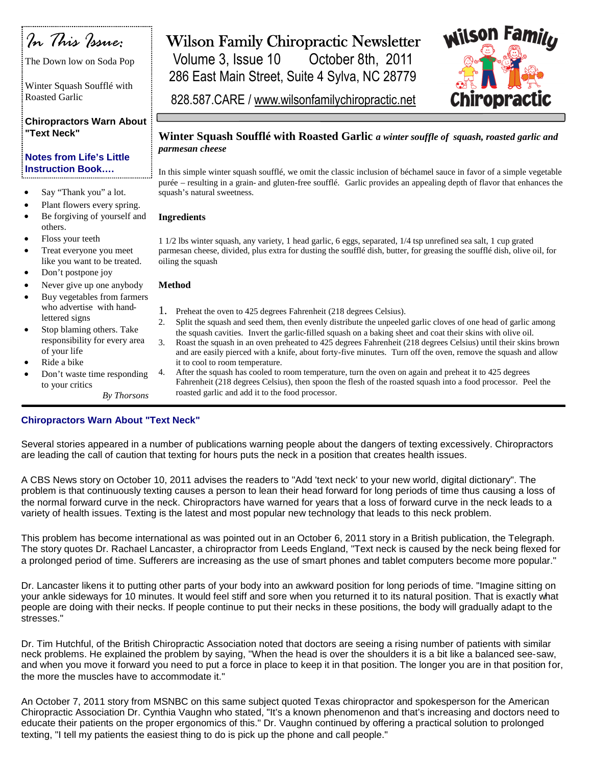# Wilson Family Chiropractic Newsletter

Volume 3, Issue 10 October 8th, 2011

286 East Main Street, Suite 4 Sylva, NC 28779

828.587.CARE / www.wilsonfamilychiropractic.net

*In This Issue:*

The Down low on Soda Pop

Winter Squash Soufflé with Roasted Garlic

**Chiropractors Warn About "Text Neck"**

**Notes from Life's Little Instruction Book….**

- Say "Thank you" a lot.
- Plant flowers every spring.
- Be forgiving of yourself and others.
- Floss your teeth
- Treat everyone you meet like you want to be treated.
- Don't postpone joy
- Never give up one anybody
- Buy vegetables from farmers who advertise with hand-lettered signs
- Stop blaming others. Take responsibility for every area of your life
- Ride a bike
- Don't waste time responding to your critics

*By Thorsons*

## Winter Squash Soufflé with Roasted Garlic *a winter souffle of squash, roasted garlic and parmesan cheese*

In this simple winter squash soufflé, we omit the classic inclusion of béchamel sauce in favor of a simple vegetable purée – resulting in a grain- and gluten-free soufflé. Garlic provides an appealing depth of flavor that enhances the squash's natural sweetness.

### Ingredients

1 1/2 lbs winter squash, any variety, 1 head garlic, 6 eggs, separated, 1/4 tsp unrefined sea salt, 1 cup grated parmesan cheese, divided, plus extra for dusting the soufflé dish, butter, for greasing the soufflé dish, olive oil, for oiling the squash

### Method

1. Preheat the oven to 425 degrees Fahrenheit (218 degrees Celsius).
2. Split the squash and seed them, then evenly distribute the unpeeled garlic cloves of one head of garlic among the squash cavities. Invert the garlic-filled squash on a baking sheet and coat their skins with olive oil.
3. Roast the squash in an oven preheated to 425 degrees Fahrenheit (218 degrees Celsius) until their skins brown and are easily pierced with a knife, about forty-five minutes. Turn off the oven, remove the squash and allow it to cool to room temperature.
4. After the squash has cooled to room temperature, turn the oven on again and preheat it to 425 degrees Fahrenheit (218 degrees Celsius), then spoon the flesh of the roasted squash into a food processor. Peel the roasted garlic and add it to the food processor.

## Chiropractors Warn About "Text Neck"

Several stories appeared in a number of publications warning people about the dangers of texting excessively. Chiropractors are leading the call of caution that texting for hours puts the neck in a position that creates health issues.

A CBS News story on October 10, 2011 advises the readers to "Add 'text neck' to your new world, digital dictionary". The problem is that continuously texting causes a person to lean their head forward for long periods of time thus causing a loss of the normal forward curve in the neck. Chiropractors have warned for years that a loss of forward curve in the neck leads to a variety of health issues. Texting is the latest and most popular new technology that leads to this neck problem.

This problem has become international as was pointed out in an October 6, 2011 story in a British publication, the Telegraph. The story quotes Dr. Rachael Lancaster, a chiropractor from Leeds England, "Text neck is caused by the neck being flexed for a prolonged period of time. Sufferers are increasing as the use of smart phones and tablet computers become more popular."

Dr. Lancaster likens it to putting other parts of your body into an awkward position for long periods of time. "Imagine sitting on your ankle sideways for 10 minutes. It would feel stiff and sore when you returned it to its natural position. That is exactly what people are doing with their necks. If people continue to put their necks in these positions, the body will gradually adapt to the stresses."

Dr. Tim Hutchful, of the British Chiropractic Association noted that doctors are seeing a rising number of patients with similar neck problems. He explained the problem by saying, "When the head is over the shoulders it is a bit like a balanced see-saw, and when you move it forward you need to put a force in place to keep it in that position. The longer you are in that position for, the more the muscles have to accommodate it."

An October 7, 2011 story from MSNBC on this same subject quoted Texas chiropractor and spokesperson for the American Chiropractic Association Dr. Cynthia Vaughn who stated, "It's a known phenomenon and that's increasing and doctors need to educate their patients on the proper ergonomics of this." Dr. Vaughn continued by offering a practical solution to prolonged texting, "I tell my patients the easiest thing to do is pick up the phone and call people."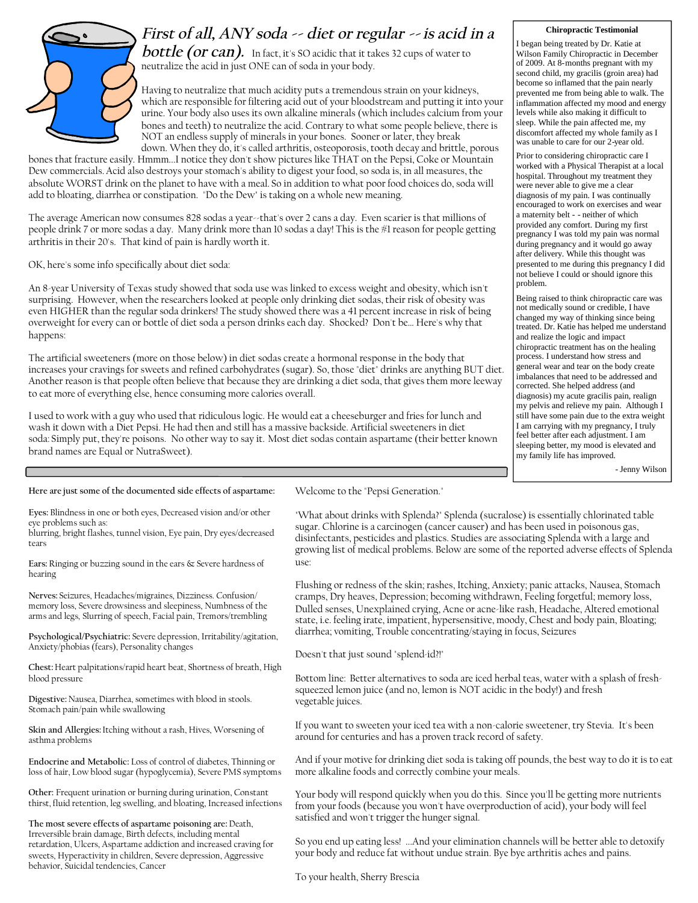## First of all, ANY soda -- diet or regular -- is acid in a bottle (or can).

In fact, it's SO acidic that it takes 32 cups of water to neutralize the acid in just ONE can of soda in your body.

Having to neutralize that much acidity puts a tremendous strain on your kidneys, which are responsible for filtering acid out of your bloodstream and putting it into your urine. Your body also uses its own alkaline minerals (which includes calcium from your bones and teeth) to neutralize the acid. Contrary to what some people believe, there is NOT an endless supply of minerals in your bones. Sooner or later, they break down. When they do, it's called arthritis, osteoporosis, tooth decay and brittle, porous bones that fracture easily. Hmmm...I notice they don't show pictures like THAT on the Pepsi, Coke or Mountain Dew commercials. Acid also destroys your stomach's ability to digest your food, so soda is, in all measures, the absolute WORST drink on the planet to have with a meal. So in addition to what poor food choices do, soda will add to bloating, diarrhea or constipation. "Do the Dew" is taking on a whole new meaning.

The average American now consumes 828 sodas a year--that's over 2 cans a day. Even scarier is that millions of people drink 7 or more sodas a day. Many drink more than 10 sodas a day! This is the #1 reason for people getting arthritis in their 20's. That kind of pain is hardly worth it.

OK, here's some info specifically about diet soda:

An 8-year University of Texas study showed that soda use was linked to excess weight and obesity, which isn't surprising. However, when the researchers looked at people only drinking diet sodas, their risk of obesity was even HIGHER than the regular soda drinkers! The study showed there was a 41 percent increase in risk of being overweight for every can or bottle of diet soda a person drinks each day. Shocked? Don't be... Here's why that happens:

The artificial sweeteners (more on those below) in diet sodas create a hormonal response in the body that increases your cravings for sweets and refined carbohydrates (sugar). So, those "diet" drinks are anything BUT diet. Another reason is that people often believe that because they are drinking a diet soda, that gives them more leeway to eat more of everything else, hence consuming more calories overall.

I used to work with a guy who used that ridiculous logic. He would eat a cheeseburger and fries for lunch and wash it down with a Diet Pepsi. He had then and still has a massive backside. Artificial sweeteners in diet soda: Simply put, they're poisons. No other way to say it. Most diet sodas contain aspartame (their better known brand names are Equal or NutraSweet).

**Chiropractic Testimonial**

I began being treated by Dr. Katie at Wilson Family Chiropractic in December of 2009. At 8-months pregnant with my second child, my gracilis (groin area) had become so inflamed that the pain nearly prevented me from being able to walk. The inflammation affected my mood and energy levels while also making it difficult to sleep. While the pain affected me, my discomfort affected my whole family as I was unable to care for our 2-year old.

Prior to considering chiropractic care I worked with a Physical Therapist at a local hospital. Throughout my treatment they were never able to give me a clear diagnosis of my pain. I was continually encouraged to work on exercises and wear a maternity belt - - neither of which provided any comfort. During my first pregnancy I was told my pain was normal during pregnancy and it would go away after delivery. While this thought was presented to me during this pregnancy I did not believe I could or should ignore this problem.

Being raised to think chiropractic care was not medically sound or credible, I have changed my way of thinking since being treated. Dr. Katie has helped me understand and realize the logic and impact chiropractic treatment has on the healing process. I understand how stress and general wear and tear on the body create imbalances that need to be addressed and corrected. She helped address (and diagnosis) my acute gracilis pain, realign my pelvis and relieve my pain. Although I still have some pain due to the extra weight I am carrying with my pregnancy, I truly feel better after each adjustment. I am sleeping better, my mood is elevated and my family life has improved.

- Jenny Wilson

**Here are just some of the documented side effects of aspartame:**

**Eyes:** Blindness in one or both eyes, Decreased vision and/or other eye problems such as:
blurring, bright flashes, tunnel vision, Eye pain, Dry eyes/decreased tears

**Ears:** Ringing or buzzing sound in the ears & Severe hardness of hearing

**Nerves:** Seizures, Headaches/migraines, Dizziness. Confusion/ memory loss, Severe drowsiness and sleepiness, Numbness of the arms and legs, Slurring of speech, Facial pain, Tremors/trembling

**Psychological/Psychiatric:** Severe depression, Irritability/agitation, Anxiety/phobias (fears), Personality changes

**Chest:** Heart palpitations/rapid heart beat, Shortness of breath, High blood pressure

**Digestive:** Nausea, Diarrhea, sometimes with blood in stools. Stomach pain/pain while swallowing

**Skin and Allergies:** Itching without a rash, Hives, Worsening of asthma problems

**Endocrine and Metabolic:** Loss of control of diabetes, Thinning or loss of hair, Low blood sugar (hypoglycemia), Severe PMS symptoms

**Other:** Frequent urination or burning during urination, Constant thirst, fluid retention, leg swelling, and bloating, Increased infections

**The most severe effects of aspartame poisoning are:** Death, Irreversible brain damage, Birth defects, including mental retardation, Ulcers, Aspartame addiction and increased craving for sweets, Hyperactivity in children, Severe depression, Aggressive behavior, Suicidal tendencies, Cancer

Welcome to the "Pepsi Generation."

"What about drinks with Splenda?" Splenda (sucralose) is essentially chlorinated table sugar. Chlorine is a carcinogen (cancer causer) and has been used in poisonous gas, disinfectants, pesticides and plastics. Studies are associating Splenda with a large and growing list of medical problems. Below are some of the reported adverse effects of Splenda use:

Flushing or redness of the skin; rashes, Itching, Anxiety; panic attacks, Nausea, Stomach cramps, Dry heaves, Depression; becoming withdrawn, Feeling forgetful; memory loss, Dulled senses, Unexplained crying, Acne or acne-like rash, Headache, Altered emotional state, i.e. feeling irate, impatient, hypersensitive, moody, Chest and body pain, Bloating; diarrhea; vomiting, Trouble concentrating/staying in focus, Seizures

Doesn't that just sound "splend-id?!"

Bottom line: Better alternatives to soda are iced herbal teas, water with a splash of fresh-squeezed lemon juice (and no, lemon is NOT acidic in the body!) and fresh vegetable juices.

If you want to sweeten your iced tea with a non-calorie sweetener, try Stevia. It's been around for centuries and has a proven track record of safety.

And if your motive for drinking diet soda is taking off pounds, the best way to do it is to eat more alkaline foods and correctly combine your meals.

Your body will respond quickly when you do this. Since you'll be getting more nutrients from your foods (because you won't have overproduction of acid), your body will feel satisfied and won't trigger the hunger signal.

So you end up eating less! ...And your elimination channels will be better able to detoxify your body and reduce fat without undue strain. Bye bye arthritis aches and pains.

To your health, Sherry Brescia